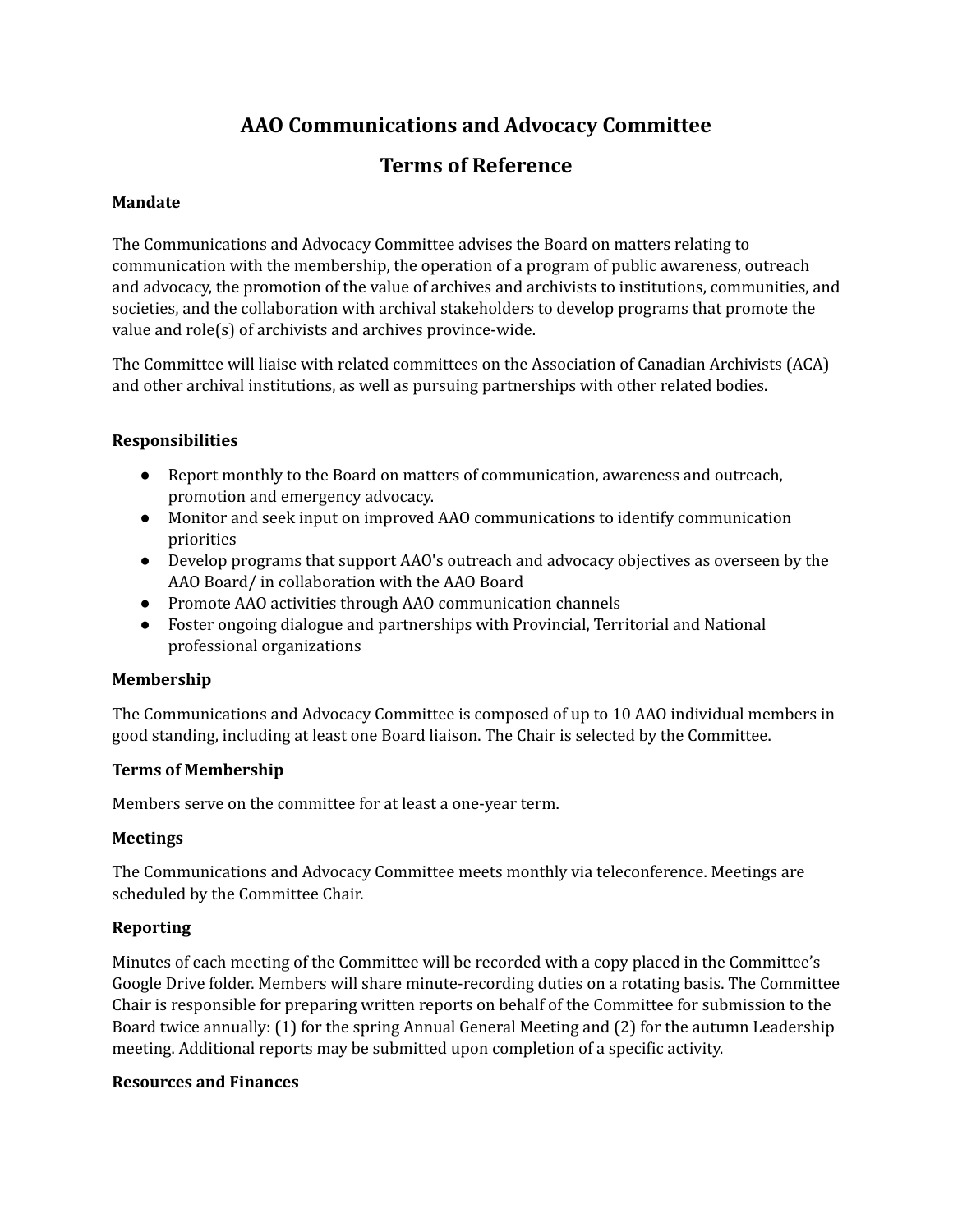# AAO Communications and Advocacy Committee

# Terms of Reference

**Mandate**

The Communications and Advocacy Committee advises the Board on matters relating to communication with the membership, the operation of a program of public awareness, outreach and advocacy, the promotion of the value of archives and archivists to institutions, communities, and societies, and the collaboration with archival stakeholders to develop programs that promote the value and role(s) of archivists and archives province-wide.

The Committee will liaise with related committees on the Association of Canadian Archivists (ACA) and other archival institutions, as well as pursuing partnerships with other related bodies.

**Responsibilities**

- Report monthly to the Board on matters of communication, awareness and outreach, promotion and emergency advocacy.
- Monitor and seek input on improved AAO communications to identify communication priorities
- Develop programs that support AAO's outreach and advocacy objectives as overseen by the AAO Board/ in collaboration with the AAO Board
- Promote AAO activities through AAO communication channels
- Foster ongoing dialogue and partnerships with Provincial, Territorial and National professional organizations

**Membership**

The Communications and Advocacy Committee is composed of up to 10 AAO individual members in good standing, including at least one Board liaison. The Chair is selected by the Committee.

**Terms of Membership**

Members serve on the committee for at least a one-year term.

**Meetings**

The Communications and Advocacy Committee meets monthly via teleconference. Meetings are scheduled by the Committee Chair.

**Reporting**

Minutes of each meeting of the Committee will be recorded with a copy placed in the Committee's Google Drive folder. Members will share minute-recording duties on a rotating basis. The Committee Chair is responsible for preparing written reports on behalf of the Committee for submission to the Board twice annually: (1) for the spring Annual General Meeting and (2) for the autumn Leadership meeting. Additional reports may be submitted upon completion of a specific activity.

**Resources and Finances**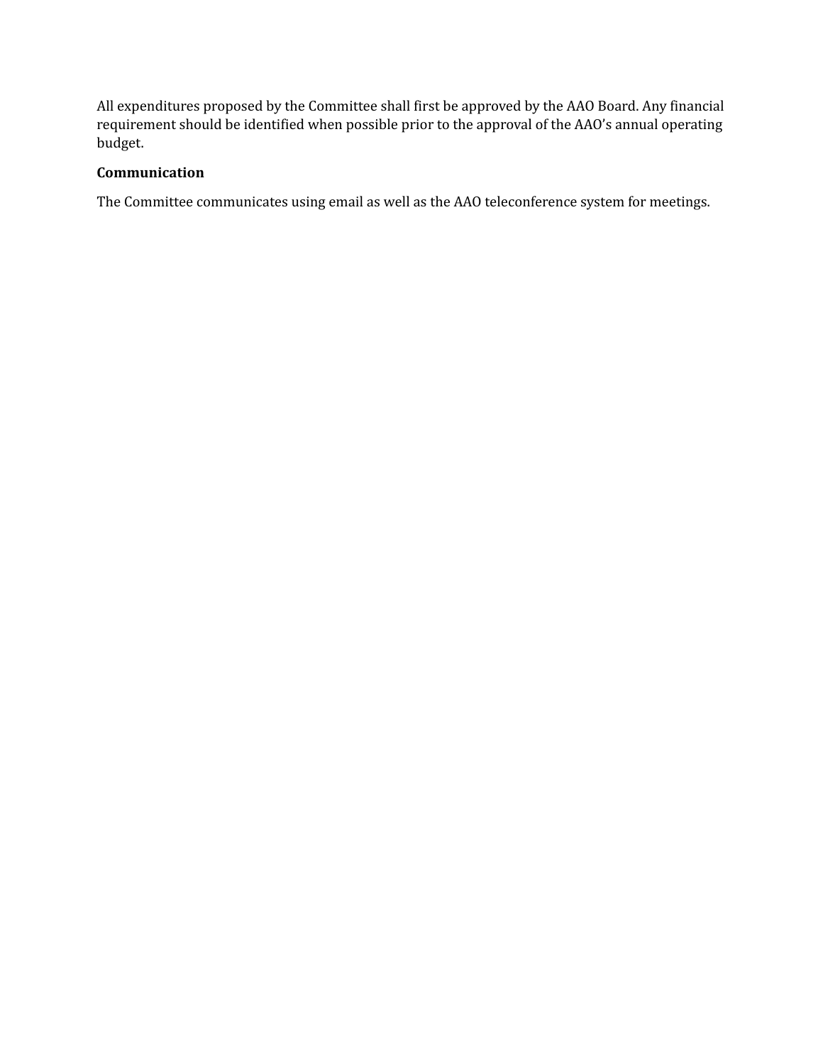All expenditures proposed by the Committee shall first be approved by the AAO Board. Any financial requirement should be identified when possible prior to the approval of the AAO's annual operating budget.

**Communication**

The Committee communicates using email as well as the AAO teleconference system for meetings.